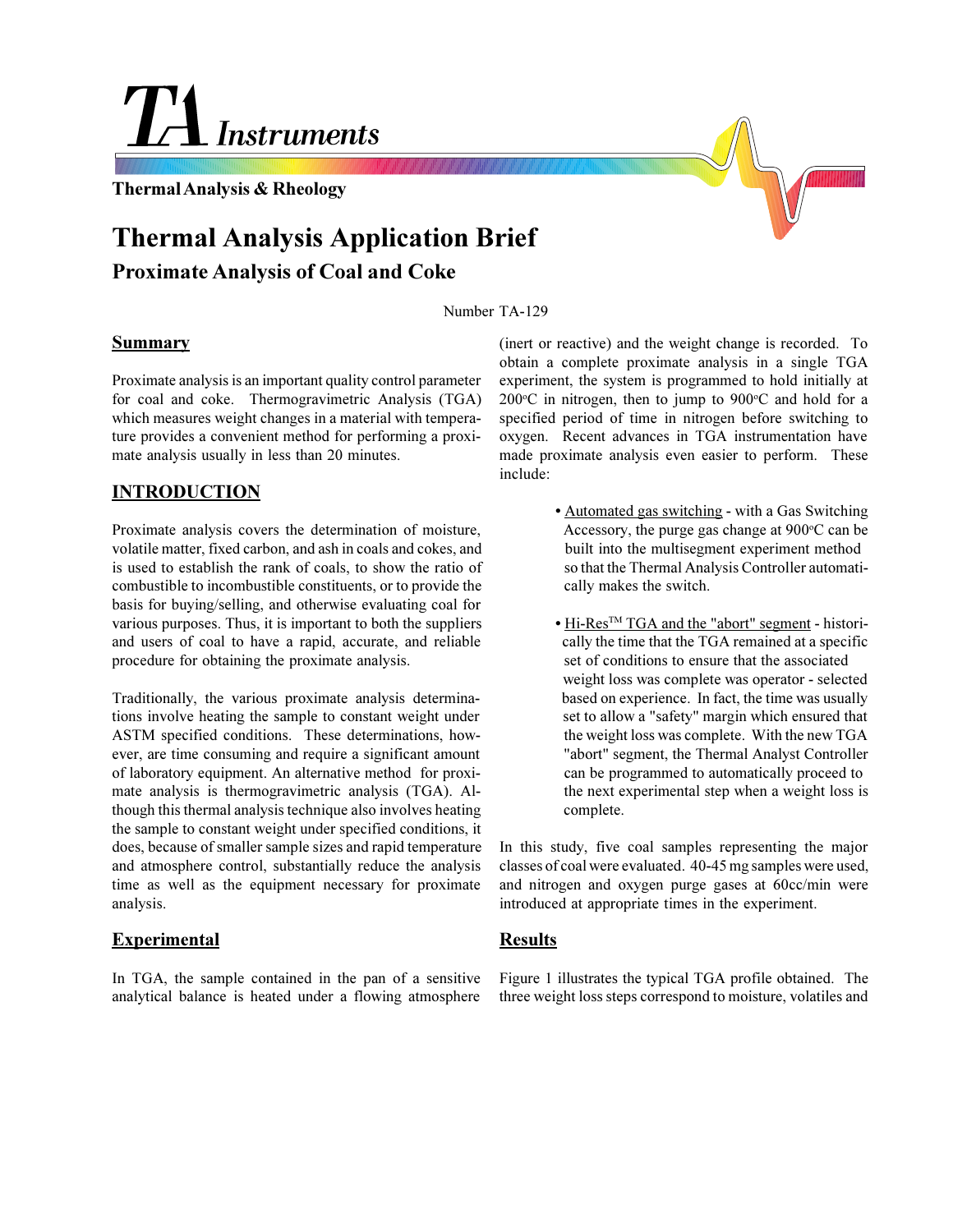TA Instruments

Thermal Analysis & Rheology

# Thermal Analysis Application Brief

## Proximate Analysis of Coal and Coke

Number TA-129

## Summary

Proximate analysis is an important quality control parameter for coal and coke. Thermogravimetric Analysis (TGA) which measures weight changes in a material with temperature provides a convenient method for performing a proximate analysis usually in less than 20 minutes.

## INTRODUCTION

Proximate analysis covers the determination of moisture, volatile matter, fixed carbon, and ash in coals and cokes, and is used to establish the rank of coals, to show the ratio of combustible to incombustible constituents, or to provide the basis for buying/selling, and otherwise evaluating coal for various purposes. Thus, it is important to both the suppliers and users of coal to have a rapid, accurate, and reliable procedure for obtaining the proximate analysis.

Traditionally, the various proximate analysis determinations involve heating the sample to constant weight under ASTM specified conditions. These determinations, however, are time consuming and require a significant amount of laboratory equipment. An alternative method for proximate analysis is thermogravimetric analysis (TGA). Although this thermal analysis technique also involves heating the sample to constant weight under specified conditions, it does, because of smaller sample sizes and rapid temperature and atmosphere control, substantially reduce the analysis time as well as the equipment necessary for proximate analysis.

## Experimental

In TGA, the sample contained in the pan of a sensitive analytical balance is heated under a flowing atmosphere (inert or reactive) and the weight change is recorded. To obtain a complete proximate analysis in a single TGA experiment, the system is programmed to hold initially at 200°C in nitrogen, then to jump to 900°C and hold for a specified period of time in nitrogen before switching to oxygen. Recent advances in TGA instrumentation have made proximate analysis even easier to perform. These include:

- Automated gas switching - with a Gas Switching Accessory, the purge gas change at 900°C can be built into the multisegment experiment method so that the Thermal Analysis Controller automatically makes the switch.

- Hi-Res™ TGA and the "abort" segment - historically the time that the TGA remained at a specific set of conditions to ensure that the associated weight loss was complete was operator - selected based on experience. In fact, the time was usually set to allow a "safety" margin which ensured that the weight loss was complete. With the new TGA "abort" segment, the Thermal Analyst Controller can be programmed to automatically proceed to the next experimental step when a weight loss is complete.

In this study, five coal samples representing the major classes of coal were evaluated. 40-45 mg samples were used, and nitrogen and oxygen purge gases at 60cc/min were introduced at appropriate times in the experiment.

## Results

Figure 1 illustrates the typical TGA profile obtained. The three weight loss steps correspond to moisture, volatiles and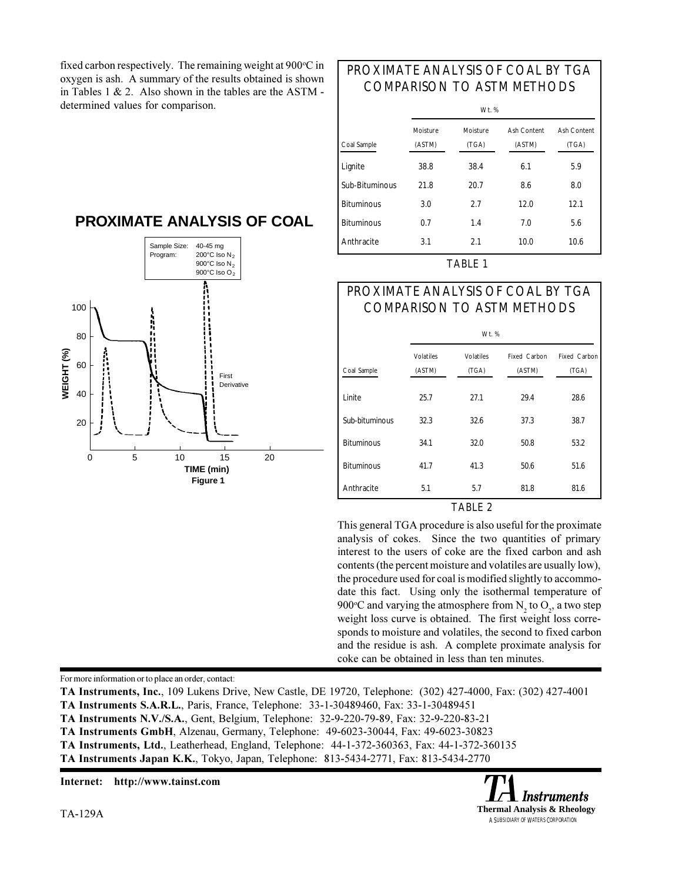fixed carbon respectively. The remaining weight at 900°C in oxygen is ash. A summary of the results obtained is shown in Tables 1 & 2. Also shown in the tables are the ASTM - determined values for comparison.

## PROXIMATE ANALYSIS OF COAL

Sample Size: 40-45 mg
Program: 200°C Iso $N_2$
900°C Iso $N_2$
900°C Iso $O_2$

WEIGHT (%)
100
80
60
40
20

First Derivative

0 5 10 15 20
TIME (min)

**Figure 1**

### PROXIMATE ANALYSIS OF COAL BY TGA COMPARISON TO ASTM METHODS

| | Wt. % | | | |
|---|---|---|---|---|
| Coal Sample | Moisture (ASTM) | Moisture (TGA) | Ash Content (ASTM) | Ash Content (TGA) |
| Lignite | 38.8 | 38.4 | 6.1 | 5.9 |
| Sub-Bituminous | 21.8 | 20.7 | 8.6 | 8.0 |
| Bituminous | 3.0 | 2.7 | 12.0 | 12.1 |
| Bituminous | 0.7 | 1.4 | 7.0 | 5.6 |
| Anthracite | 3.1 | 2.1 | 10.0 | 10.6 |

TABLE 1

### PROXIMATE ANALYSIS OF COAL BY TGA COMPARISON TO ASTM METHODS

| | Wt. % | | | |
|---|---|---|---|---|
| Coal Sample | Volatiles (ASTM) | Volatiles (TGA) | Fixed Carbon (ASTM) | Fixed Carbon (TGA) |
| Linite | 25.7 | 27.1 | 29.4 | 28.6 |
| Sub-bituminous | 32.3 | 32.6 | 37.3 | 38.7 |
| Bituminous | 34.1 | 32.0 | 50.8 | 53.2 |
| Bituminous | 41.7 | 41.3 | 50.6 | 51.6 |
| Anthracite | 5.1 | 5.7 | 81.8 | 81.6 |

TABLE 2

This general TGA procedure is also useful for the proximate analysis of cokes. Since the two quantities of primary interest to the users of coke are the fixed carbon and ash contents (the percent moisture and volatiles are usually low), the procedure used for coal is modified slightly to accommodate this fact. Using only the isothermal temperature of 900°C and varying the atmosphere from $N_2$ to $O_2$, a two step weight loss curve is obtained. The first weight loss corresponds to moisture and volatiles, the second to fixed carbon and the residue is ash. A complete proximate analysis for coke can be obtained in less than ten minutes.

For more information or to place an order, contact:

**TA Instruments, Inc.**, 109 Lukens Drive, New Castle, DE 19720, Telephone: (302) 427-4000, Fax: (302) 427-4001
**TA Instruments S.A.R.L.**, Paris, France, Telephone: 33-1-30489460, Fax: 33-1-30489451
**TA Instruments N.V./S.A.**, Gent, Belgium, Telephone: 32-9-220-79-89, Fax: 32-9-220-83-21
**TA Instruments GmbH**, Alzenau, Germany, Telephone: 49-6023-30044, Fax: 49-6023-30823
**TA Instruments, Ltd.**, Leatherhead, England, Telephone: 44-1-372-360363, Fax: 44-1-372-360135
**TA Instruments Japan K.K.**, Tokyo, Japan, Telephone: 813-5434-2771, Fax: 813-5434-2770

**Internet: http://www.tainst.com**

TA-129A

**TA Instruments**
**Thermal Analysis & Rheology**
A SUBSIDIARY OF WATERS CORPORATION